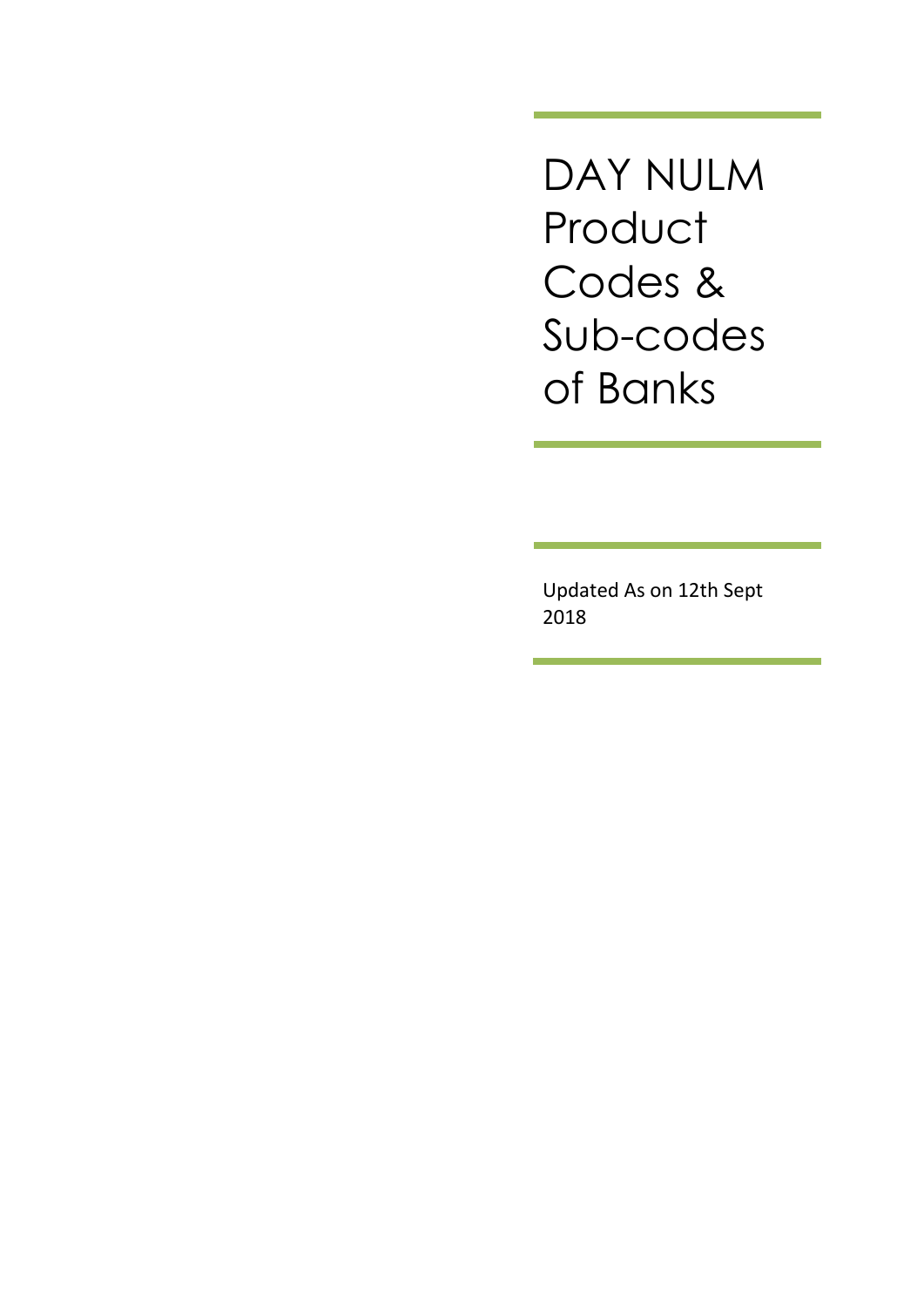# DAY NULM Product Codes & Sub-codes of Banks

Updated As on 12th Sept 2018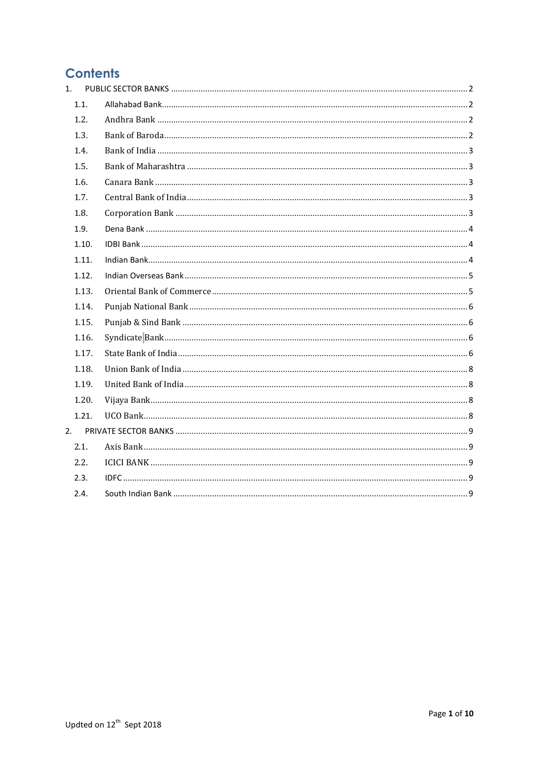# Contents

1. PUBLIC SECTOR BANKS ........ 2
   - 1.1. Allahabad Bank ........ 2
   - 1.2. Andhra Bank ........ 2
   - 1.3. Bank of Baroda ........ 2
   - 1.4. Bank of India ........ 3
   - 1.5. Bank of Maharashtra ........ 3
   - 1.6. Canara Bank ........ 3
   - 1.7. Central Bank of India ........ 3
   - 1.8. Corporation Bank ........ 3
   - 1.9. Dena Bank ........ 4
   - 1.10. IDBI Bank ........ 4
   - 1.11. Indian Bank ........ 4
   - 1.12. Indian Overseas Bank ........ 5
   - 1.13. Oriental Bank of Commerce ........ 5
   - 1.14. Punjab National Bank ........ 6
   - 1.15. Punjab & Sind Bank ........ 6
   - 1.16. Syndicate Bank ........ 6
   - 1.17. State Bank of India ........ 6
   - 1.18. Union Bank of India ........ 8
   - 1.19. United Bank of India ........ 8
   - 1.20. Vijaya Bank ........ 8
   - 1.21. UCO Bank ........ 8
2. PRIVATE SECTOR BANKS ........ 9
   - 2.1. Axis Bank ........ 9
   - 2.2. ICICI BANK ........ 9
   - 2.3. IDFC ........ 9
   - 2.4. South Indian Bank ........ 9

Updted on 12th Sept 2018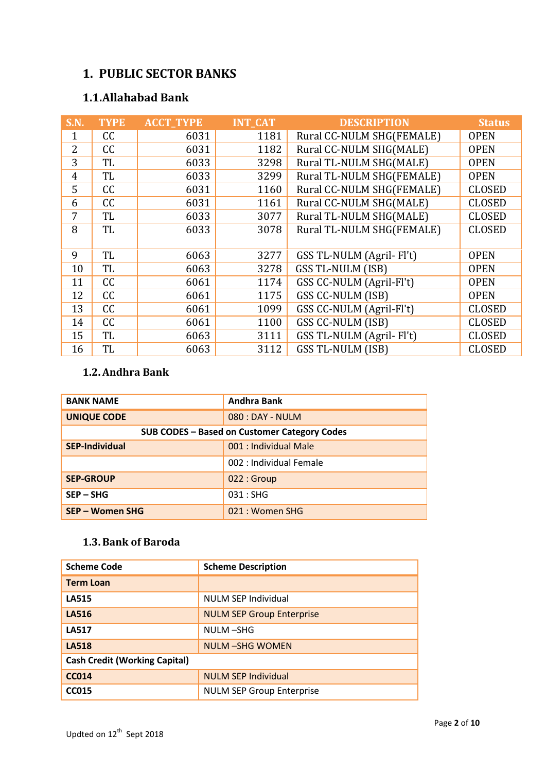# 1. PUBLIC SECTOR BANKS

## 1.1. Allahabad Bank

| S.N. | TYPE | ACCT_TYPE | INT_CAT | DESCRIPTION | Status |
|---|---|---|---|---|---|
| 1 | CC | 6031 | 1181 | Rural CC-NULM SHG(FEMALE) | OPEN |
| 2 | CC | 6031 | 1182 | Rural CC-NULM SHG(MALE) | OPEN |
| 3 | TL | 6033 | 3298 | Rural TL-NULM SHG(MALE) | OPEN |
| 4 | TL | 6033 | 3299 | Rural TL-NULM SHG(FEMALE) | OPEN |
| 5 | CC | 6031 | 1160 | Rural CC-NULM SHG(FEMALE) | CLOSED |
| 6 | CC | 6031 | 1161 | Rural CC-NULM SHG(MALE) | CLOSED |
| 7 | TL | 6033 | 3077 | Rural TL-NULM SHG(MALE) | CLOSED |
| 8 | TL | 6033 | 3078 | Rural TL-NULM SHG(FEMALE) | CLOSED |
| 9 | TL | 6063 | 3277 | GSS TL-NULM (Agril- Fl't) | OPEN |
| 10 | TL | 6063 | 3278 | GSS TL-NULM (ISB) | OPEN |
| 11 | CC | 6061 | 1174 | GSS CC-NULM (Agril-Fl't) | OPEN |
| 12 | CC | 6061 | 1175 | GSS CC-NULM (ISB) | OPEN |
| 13 | CC | 6061 | 1099 | GSS CC-NULM (Agril-Fl't) | CLOSED |
| 14 | CC | 6061 | 1100 | GSS CC-NULM (ISB) | CLOSED |
| 15 | TL | 6063 | 3111 | GSS TL-NULM (Agril- Fl't) | CLOSED |
| 16 | TL | 6063 | 3112 | GSS TL-NULM (ISB) | CLOSED |

## 1.2. Andhra Bank

| BANK NAME | Andhra Bank |
|---|---|
| **UNIQUE CODE** | 080 : DAY - NULM |
| **SUB CODES – Based on Customer Category Codes** | |
| **SEP-Individual** | 001 : Individual Male |
| | 002 : Individual Female |
| **SEP-GROUP** | 022 : Group |
| **SEP – SHG** | 031 : SHG |
| **SEP – Women SHG** | 021 : Women SHG |

## 1.3. Bank of Baroda

| Scheme Code | Scheme Description |
|---|---|
| **Term Loan** | |
| **LA515** | NULM SEP Individual |
| **LA516** | NULM SEP Group Enterprise |
| **LA517** | NULM –SHG |
| **LA518** | NULM –SHG WOMEN |
| **Cash Credit (Working Capital)** | |
| **CC014** | NULM SEP Individual |
| **CC015** | NULM SEP Group Enterprise |

Updted on 12th Sept 2018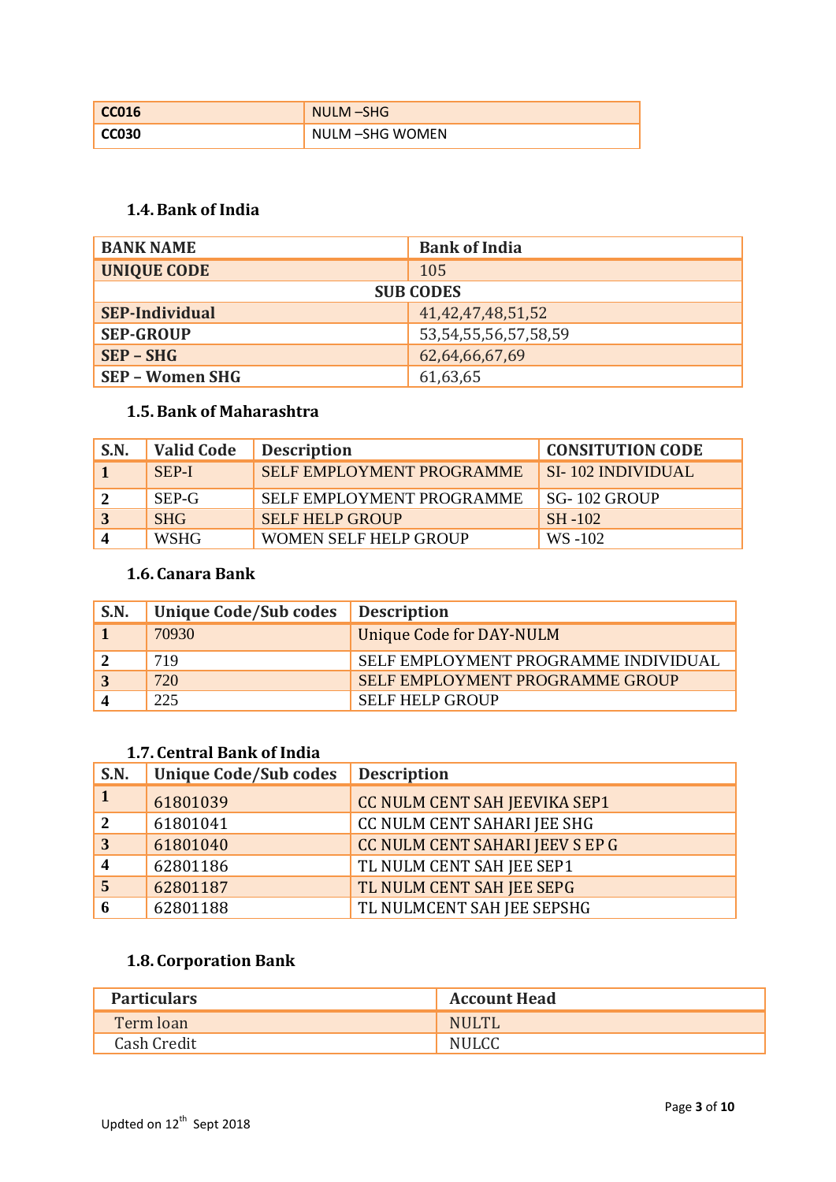| CC016 | NULM –SHG |
|---|---|
| CC030 | NULM –SHG WOMEN |

### 1.4. Bank of India

| BANK NAME | Bank of India |
|---|---|
| UNIQUE CODE | 105 |
| SUB CODES | |
| SEP-Individual | 41,42,47,48,51,52 |
| SEP-GROUP | 53,54,55,56,57,58,59 |
| SEP – SHG | 62,64,66,67,69 |
| SEP – Women SHG | 61,63,65 |

### 1.5. Bank of Maharashtra

| S.N. | Valid Code | Description | CONSITUTION CODE |
|---|---|---|---|
| 1 | SEP-I | SELF EMPLOYMENT PROGRAMME | SI- 102 INDIVIDUAL |
| 2 | SEP-G | SELF EMPLOYMENT PROGRAMME | SG- 102 GROUP |
| 3 | SHG | SELF HELP GROUP | SH -102 |
| 4 | WSHG | WOMEN SELF HELP GROUP | WS -102 |

### 1.6. Canara Bank

| S.N. | Unique Code/Sub codes | Description |
|---|---|---|
| 1 | 70930 | Unique Code for DAY-NULM |
| 2 | 719 | SELF EMPLOYMENT PROGRAMME INDIVIDUAL |
| 3 | 720 | SELF EMPLOYMENT PROGRAMME GROUP |
| 4 | 225 | SELF HELP GROUP |

### 1.7. Central Bank of India

| S.N. | Unique Code/Sub codes | Description |
|---|---|---|
| 1 | 61801039 | CC NULM CENT SAH JEEVIKA SEP1 |
| 2 | 61801041 | CC NULM CENT SAHARI JEE SHG |
| 3 | 61801040 | CC NULM CENT SAHARI JEEV S EP G |
| 4 | 62801186 | TL NULM CENT SAH JEE SEP1 |
| 5 | 62801187 | TL NULM CENT SAH JEE SEPG |
| 6 | 62801188 | TL NULMCENT SAH JEE SEPSHG |

### 1.8. Corporation Bank

| Particulars | Account Head |
|---|---|
| Term loan | NULTL |
| Cash Credit | NULCC |

Updted on 12th Sept 2018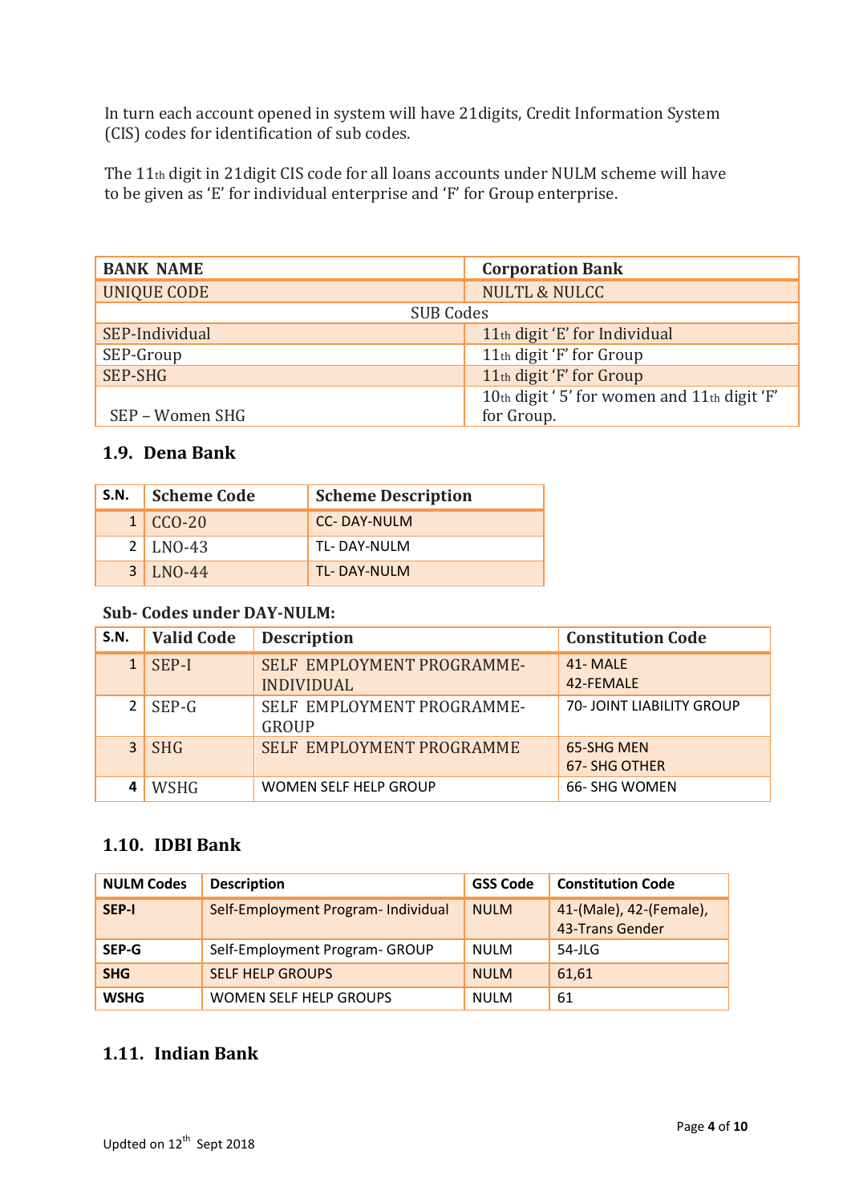In turn each account opened in system will have 21digits, Credit Information System (CIS) codes for identification of sub codes.

The 11th digit in 21digit CIS code for all loans accounts under NULM scheme will have to be given as 'E' for individual enterprise and 'F' for Group enterprise.

| BANK NAME | Corporation Bank |
|---|---|
| UNIQUE CODE | NULTL & NULCC |
| SUB Codes | |
| SEP-Individual | 11th digit 'E' for Individual |
| SEP-Group | 11th digit 'F' for Group |
| SEP-SHG | 11th digit 'F' for Group |
| SEP – Women SHG | 10th digit ' 5' for women and 11th digit 'F' for Group. |

## 1.9. Dena Bank

| S.N. | Scheme Code | Scheme Description |
|---|---|---|
| 1 | CCO-20 | CC- DAY-NULM |
| 2 | LNO-43 | TL- DAY-NULM |
| 3 | LNO-44 | TL- DAY-NULM |

**Sub- Codes under DAY-NULM:**

| S.N. | Valid Code | Description | Constitution Code |
|---|---|---|---|
| 1 | SEP-I | SELF EMPLOYMENT PROGRAMME-INDIVIDUAL | 41- MALE<br>42-FEMALE |
| 2 | SEP-G | SELF EMPLOYMENT PROGRAMME-GROUP | 70- JOINT LIABILITY GROUP |
| 3 | SHG | SELF EMPLOYMENT PROGRAMME | 65-SHG MEN<br>67- SHG OTHER |
| 4 | WSHG | WOMEN SELF HELP GROUP | 66- SHG WOMEN |

## 1.10. IDBI Bank

| NULM Codes | Description | GSS Code | Constitution Code |
|---|---|---|---|
| **SEP-I** | Self-Employment Program- Individual | NULM | 41-(Male), 42-(Female), 43-Trans Gender |
| **SEP-G** | Self-Employment Program- GROUP | NULM | 54-JLG |
| **SHG** | SELF HELP GROUPS | NULM | 61,61 |
| **WSHG** | WOMEN SELF HELP GROUPS | NULM | 61 |

## 1.11. Indian Bank

Updted on 12th Sept 2018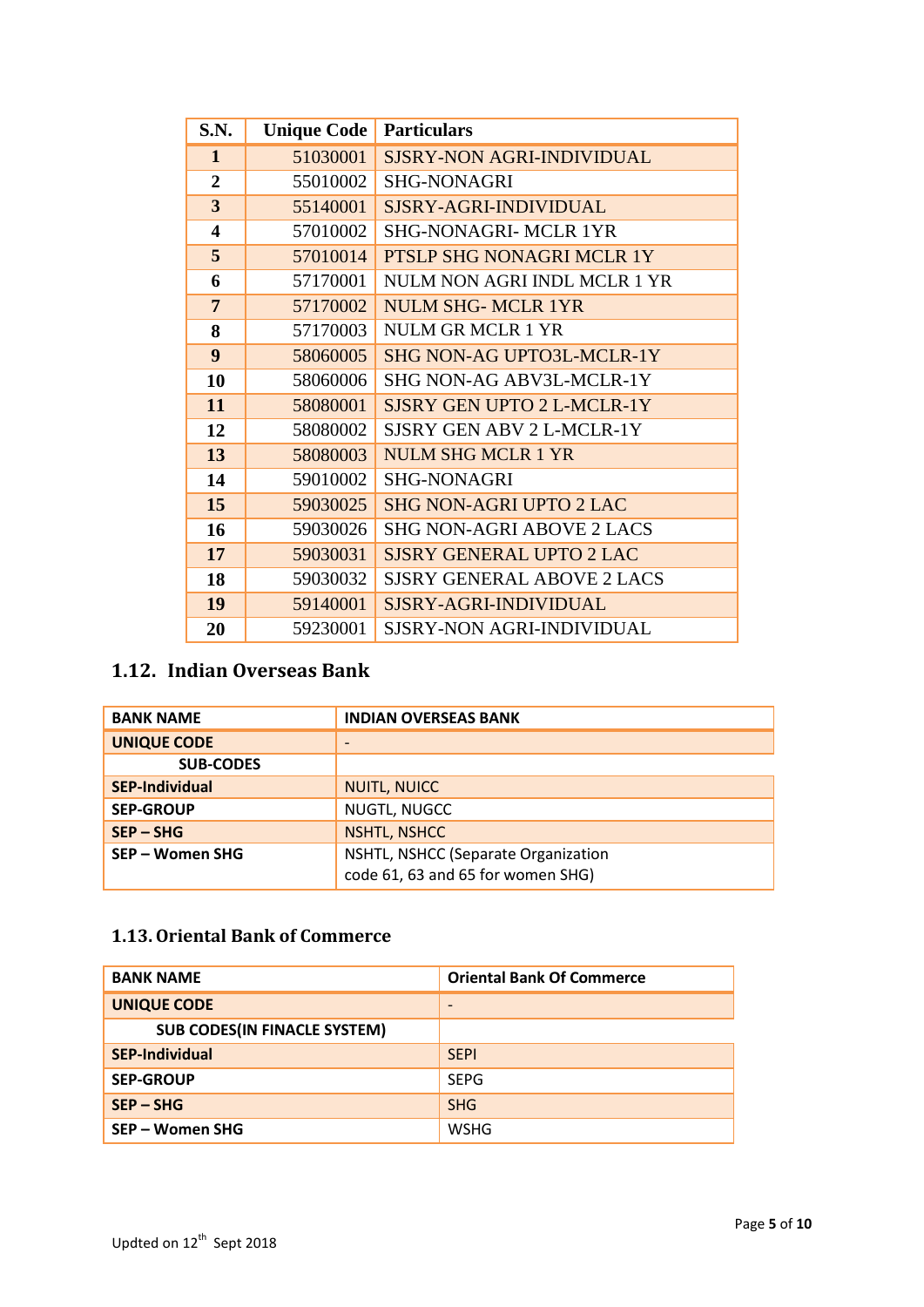| S.N. | Unique Code | Particulars |
|---|---|---|
| 1 | 51030001 | SJSRY-NON AGRI-INDIVIDUAL |
| 2 | 55010002 | SHG-NONAGRI |
| 3 | 55140001 | SJSRY-AGRI-INDIVIDUAL |
| 4 | 57010002 | SHG-NONAGRI- MCLR 1YR |
| 5 | 57010014 | PTSLP SHG NONAGRI MCLR 1Y |
| 6 | 57170001 | NULM NON AGRI INDL MCLR 1 YR |
| 7 | 57170002 | NULM SHG- MCLR 1YR |
| 8 | 57170003 | NULM GR MCLR 1 YR |
| 9 | 58060005 | SHG NON-AG UPTO3L-MCLR-1Y |
| 10 | 58060006 | SHG NON-AG ABV3L-MCLR-1Y |
| 11 | 58080001 | SJSRY GEN UPTO 2 L-MCLR-1Y |
| 12 | 58080002 | SJSRY GEN ABV 2 L-MCLR-1Y |
| 13 | 58080003 | NULM SHG MCLR 1 YR |
| 14 | 59010002 | SHG-NONAGRI |
| 15 | 59030025 | SHG NON-AGRI UPTO 2 LAC |
| 16 | 59030026 | SHG NON-AGRI ABOVE 2 LACS |
| 17 | 59030031 | SJSRY GENERAL UPTO 2 LAC |
| 18 | 59030032 | SJSRY GENERAL ABOVE 2 LACS |
| 19 | 59140001 | SJSRY-AGRI-INDIVIDUAL |
| 20 | 59230001 | SJSRY-NON AGRI-INDIVIDUAL |

## 1.12. Indian Overseas Bank

| BANK NAME | INDIAN OVERSEAS BANK |
|---|---|
| UNIQUE CODE | - |
| SUB-CODES | |
| SEP-Individual | NUITL, NUICC |
| SEP-GROUP | NUGTL, NUGCC |
| SEP – SHG | NSHTL, NSHCC |
| SEP – Women SHG | NSHTL, NSHCC (Separate Organization code 61, 63 and 65 for women SHG) |

## 1.13. Oriental Bank of Commerce

| BANK NAME | Oriental Bank Of Commerce |
|---|---|
| UNIQUE CODE | - |
| SUB CODES(IN FINACLE SYSTEM) | |
| SEP-Individual | SEPI |
| SEP-GROUP | SEPG |
| SEP – SHG | SHG |
| SEP – Women SHG | WSHG |

Updted on 12th Sept 2018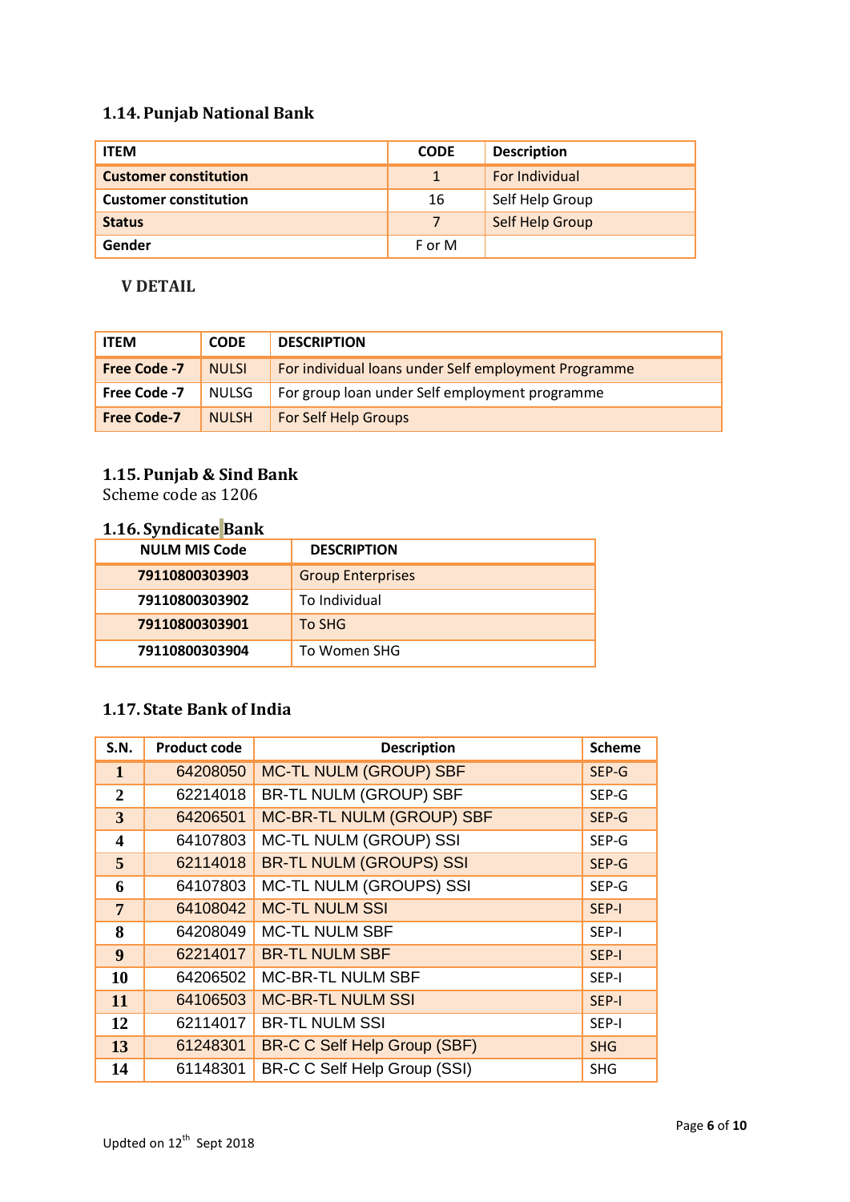### 1.14. Punjab National Bank

| ITEM | CODE | Description |
|---|---|---|
| Customer constitution | 1 | For Individual |
| Customer constitution | 16 | Self Help Group |
| Status | 7 | Self Help Group |
| Gender | F or M | |

**V DETAIL**

| ITEM | CODE | DESCRIPTION |
|---|---|---|
| Free Code -7 | NULSI | For individual loans under Self employment Programme |
| Free Code -7 | NULSG | For group loan under Self employment programme |
| Free Code-7 | NULSH | For Self Help Groups |

### 1.15. Punjab & Sind Bank

Scheme code as 1206

### 1.16. Syndicate Bank

| NULM MIS Code | DESCRIPTION |
|---|---|
| 79110800303903 | Group Enterprises |
| 79110800303902 | To Individual |
| 79110800303901 | To SHG |
| 79110800303904 | To Women SHG |

### 1.17. State Bank of India

| S.N. | Product code | Description | Scheme |
|---|---|---|---|
| 1 | 64208050 | MC-TL NULM (GROUP) SBF | SEP-G |
| 2 | 62214018 | BR-TL NULM (GROUP) SBF | SEP-G |
| 3 | 64206501 | MC-BR-TL NULM (GROUP) SBF | SEP-G |
| 4 | 64107803 | MC-TL NULM (GROUP) SSI | SEP-G |
| 5 | 62114018 | BR-TL NULM (GROUPS) SSI | SEP-G |
| 6 | 64107803 | MC-TL NULM (GROUPS) SSI | SEP-G |
| 7 | 64108042 | MC-TL NULM SSI | SEP-I |
| 8 | 64208049 | MC-TL NULM SBF | SEP-I |
| 9 | 62214017 | BR-TL NULM SBF | SEP-I |
| 10 | 64206502 | MC-BR-TL NULM SBF | SEP-I |
| 11 | 64106503 | MC-BR-TL NULM SSI | SEP-I |
| 12 | 62114017 | BR-TL NULM SSI | SEP-I |
| 13 | 61248301 | BR-C C Self Help Group (SBF) | SHG |
| 14 | 61148301 | BR-C C Self Help Group (SSI) | SHG |

Updted on 12th Sept 2018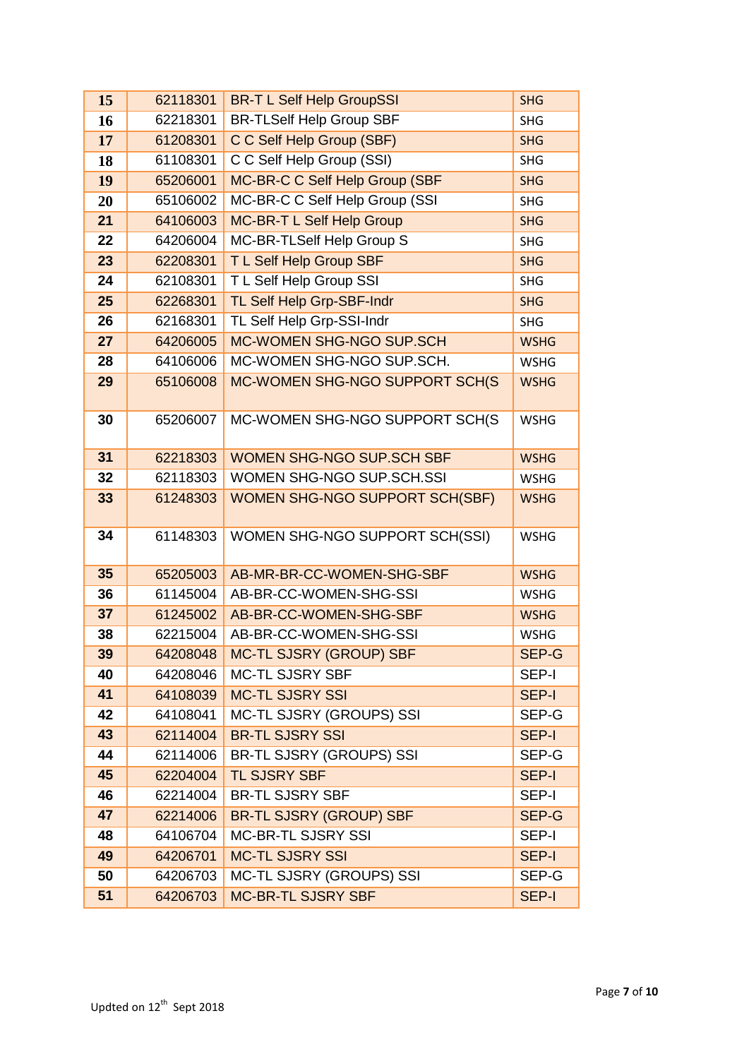| 15 | 62118301 | BR-T L Self Help GroupSSI | SHG |
|---|---|---|---|
| 16 | 62218301 | BR-TLSelf Help Group SBF | SHG |
| 17 | 61208301 | C C Self Help Group (SBF) | SHG |
| 18 | 61108301 | C C Self Help Group (SSI) | SHG |
| 19 | 65206001 | MC-BR-C C Self Help Group (SBF | SHG |
| 20 | 65106002 | MC-BR-C C Self Help Group (SSI | SHG |
| 21 | 64106003 | MC-BR-T L Self Help Group | SHG |
| 22 | 64206004 | MC-BR-TLSelf Help Group S | SHG |
| 23 | 62208301 | T L Self Help Group SBF | SHG |
| 24 | 62108301 | T L Self Help Group SSI | SHG |
| 25 | 62268301 | TL Self Help Grp-SBF-Indr | SHG |
| 26 | 62168301 | TL Self Help Grp-SSI-Indr | SHG |
| 27 | 64206005 | MC-WOMEN SHG-NGO SUP.SCH | WSHG |
| 28 | 64106006 | MC-WOMEN SHG-NGO SUP.SCH. | WSHG |
| 29 | 65106008 | MC-WOMEN SHG-NGO SUPPORT SCH(S | WSHG |
| 30 | 65206007 | MC-WOMEN SHG-NGO SUPPORT SCH(S | WSHG |
| 31 | 62218303 | WOMEN SHG-NGO SUP.SCH SBF | WSHG |
| 32 | 62118303 | WOMEN SHG-NGO SUP.SCH.SSI | WSHG |
| 33 | 61248303 | WOMEN SHG-NGO SUPPORT SCH(SBF) | WSHG |
| 34 | 61148303 | WOMEN SHG-NGO SUPPORT SCH(SSI) | WSHG |
| 35 | 65205003 | AB-MR-BR-CC-WOMEN-SHG-SBF | WSHG |
| 36 | 61145004 | AB-BR-CC-WOMEN-SHG-SSI | WSHG |
| 37 | 61245002 | AB-BR-CC-WOMEN-SHG-SBF | WSHG |
| 38 | 62215004 | AB-BR-CC-WOMEN-SHG-SSI | WSHG |
| 39 | 64208048 | MC-TL SJSRY (GROUP) SBF | SEP-G |
| 40 | 64208046 | MC-TL SJSRY SBF | SEP-I |
| 41 | 64108039 | MC-TL SJSRY SSI | SEP-I |
| 42 | 64108041 | MC-TL SJSRY (GROUPS) SSI | SEP-G |
| 43 | 62114004 | BR-TL SJSRY SSI | SEP-I |
| 44 | 62114006 | BR-TL SJSRY (GROUPS) SSI | SEP-G |
| 45 | 62204004 | TL SJSRY SBF | SEP-I |
| 46 | 62214004 | BR-TL SJSRY SBF | SEP-I |
| 47 | 62214006 | BR-TL SJSRY (GROUP) SBF | SEP-G |
| 48 | 64106704 | MC-BR-TL SJSRY SSI | SEP-I |
| 49 | 64206701 | MC-TL SJSRY SSI | SEP-I |
| 50 | 64206703 | MC-TL SJSRY (GROUPS) SSI | SEP-G |
| 51 | 64206703 | MC-BR-TL SJSRY SBF | SEP-I |

Updted on 12th Sept 2018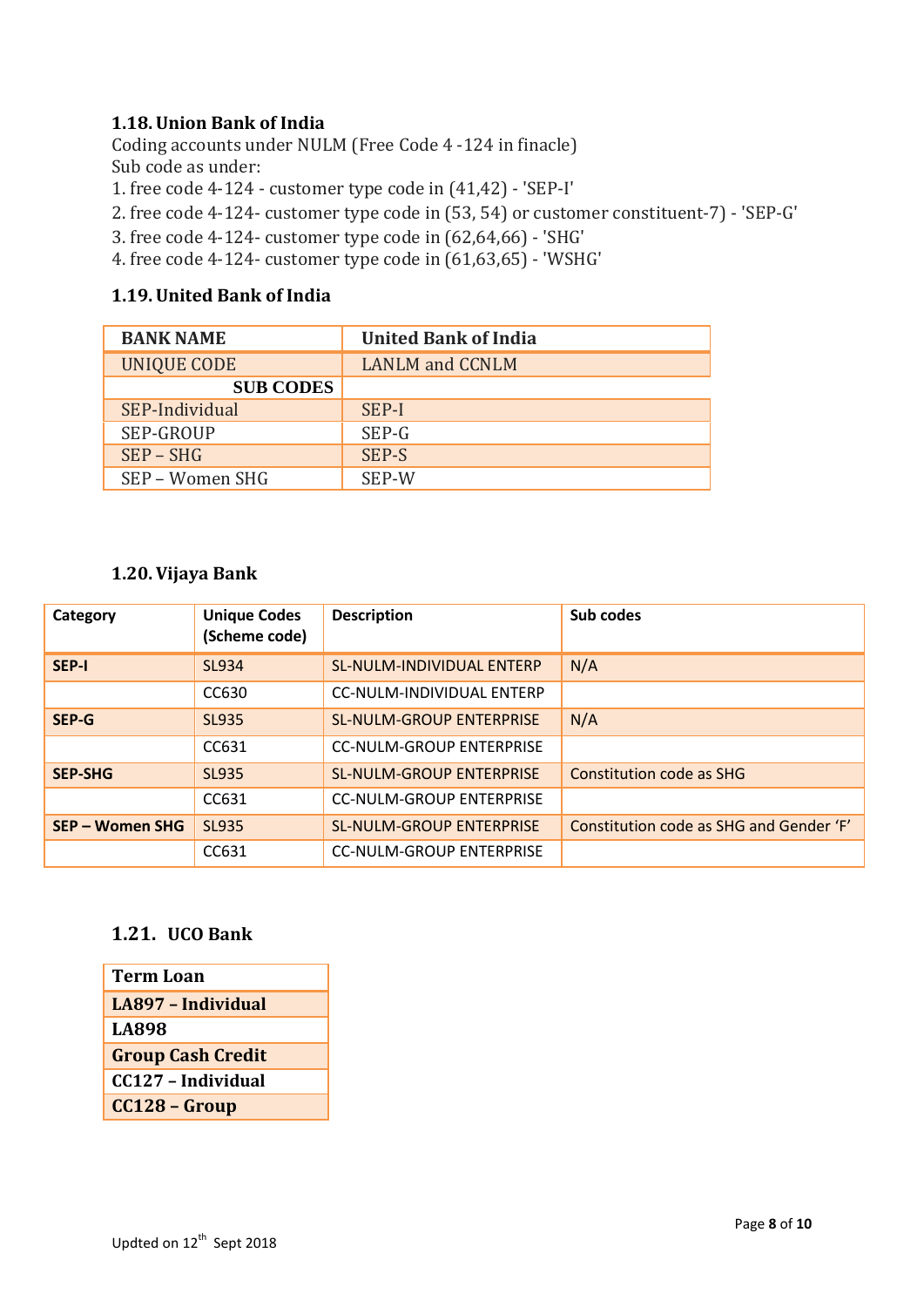### 1.18. Union Bank of India

Coding accounts under NULM (Free Code 4 -124 in finacle)
Sub code as under:

1. free code 4-124 - customer type code in (41,42) - 'SEP-I'
2. free code 4-124- customer type code in (53, 54) or customer constituent-7) - 'SEP-G'
3. free code 4-124- customer type code in (62,64,66) - 'SHG'
4. free code 4-124- customer type code in (61,63,65) - 'WSHG'

### 1.19. United Bank of India

| **BANK NAME** | **United Bank of India** |
|---|---|
| UNIQUE CODE | LANLM and CCNLM |
| **SUB CODES** | |
| SEP-Individual | SEP-I |
| SEP-GROUP | SEP-G |
| SEP – SHG | SEP-S |
| SEP – Women SHG | SEP-W |

### 1.20. Vijaya Bank

| Category | Unique Codes (Scheme code) | Description | Sub codes |
|---|---|---|---|
| **SEP-I** | SL934 | SL-NULM-INDIVIDUAL ENTERP | N/A |
| | CC630 | CC-NULM-INDIVIDUAL ENTERP | |
| **SEP-G** | SL935 | SL-NULM-GROUP ENTERPRISE | N/A |
| | CC631 | CC-NULM-GROUP ENTERPRISE | |
| **SEP-SHG** | SL935 | SL-NULM-GROUP ENTERPRISE | Constitution code as SHG |
| | CC631 | CC-NULM-GROUP ENTERPRISE | |
| **SEP – Women SHG** | SL935 | SL-NULM-GROUP ENTERPRISE | Constitution code as SHG and Gender 'F' |
| | CC631 | CC-NULM-GROUP ENTERPRISE | |

### 1.21. UCO Bank

| **Term Loan** |
|---|
| **LA897 – Individual** |
| **LA898** |
| **Group Cash Credit** |
| **CC127 – Individual** |
| **CC128 – Group** |

Updted on 12th Sept 2018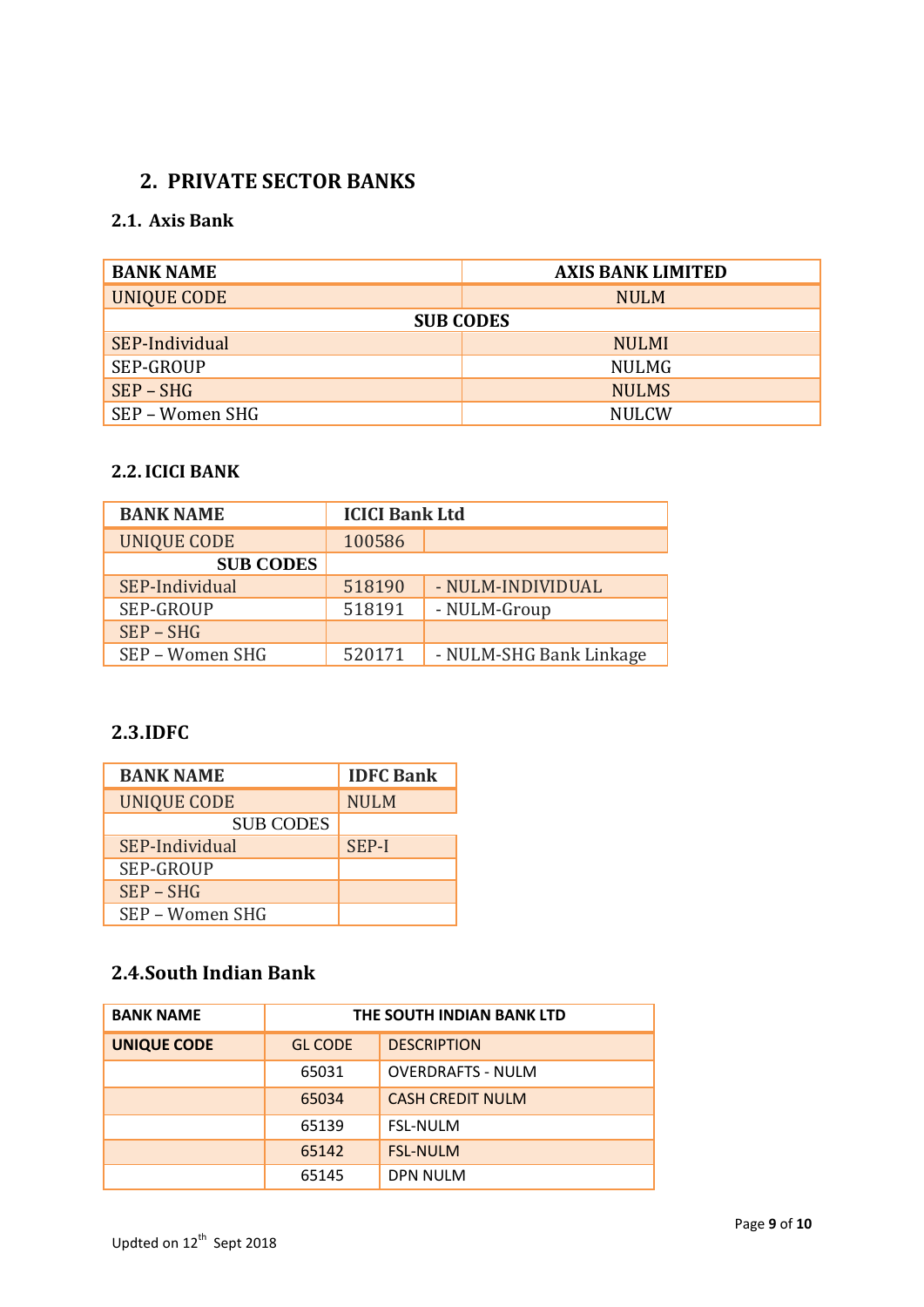## 2. PRIVATE SECTOR BANKS

### 2.1. Axis Bank

| BANK NAME | AXIS BANK LIMITED |
|---|---|
| UNIQUE CODE | NULM |
| SUB CODES | |
| SEP-Individual | NULMI |
| SEP-GROUP | NULMG |
| SEP – SHG | NULMS |
| SEP – Women SHG | NULCW |

### 2.2. ICICI BANK

| BANK NAME | ICICI Bank Ltd | |
|---|---|---|
| UNIQUE CODE | 100586 | |
| SUB CODES | | |
| SEP-Individual | 518190 | - NULM-INDIVIDUAL |
| SEP-GROUP | 518191 | - NULM-Group |
| SEP – SHG | | |
| SEP – Women SHG | 520171 | - NULM-SHG Bank Linkage |

### 2.3. IDFC

| BANK NAME | IDFC Bank |
|---|---|
| UNIQUE CODE | NULM |
| SUB CODES | |
| SEP-Individual | SEP-I |
| SEP-GROUP | |
| SEP – SHG | |
| SEP – Women SHG | |

### 2.4. South Indian Bank

| BANK NAME | THE SOUTH INDIAN BANK LTD | |
|---|---|---|
| **UNIQUE CODE** | GL CODE | DESCRIPTION |
| | 65031 | OVERDRAFTS - NULM |
| | 65034 | CASH CREDIT NULM |
| | 65139 | FSL-NULM |
| | 65142 | FSL-NULM |
| | 65145 | DPN NULM |

Updted on 12th Sept 2018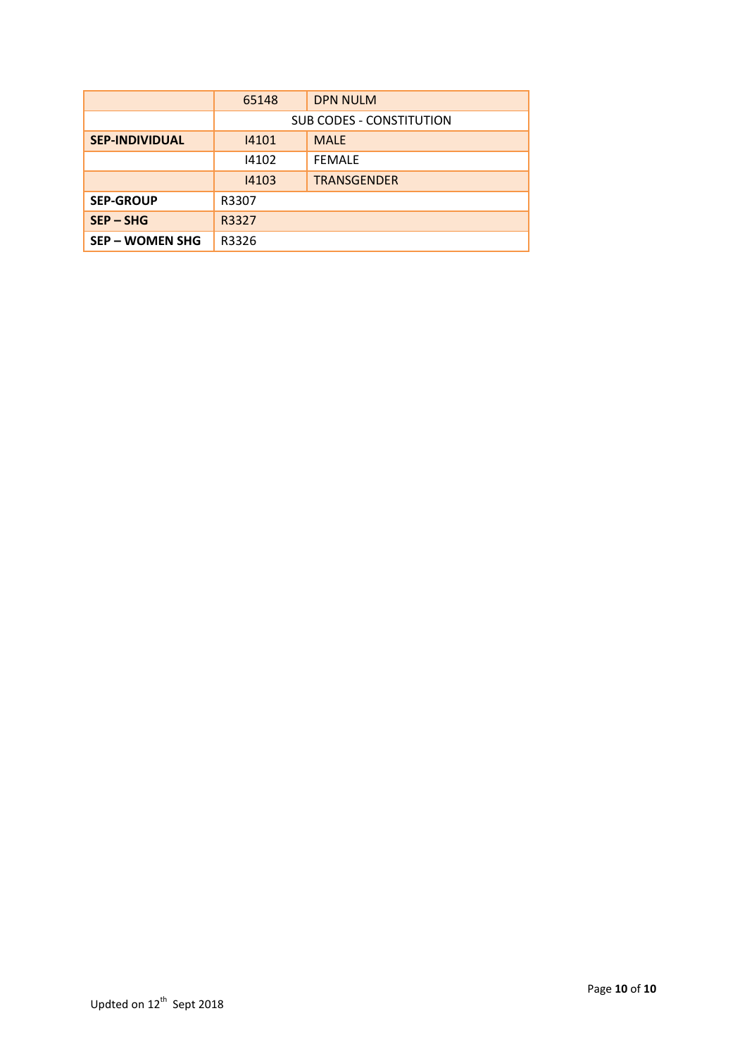| | | |
|---|---|---|
| | 65148 | DPN NULM |
| | SUB CODES - CONSTITUTION | |
| **SEP-INDIVIDUAL** | I4101 | MALE |
| | I4102 | FEMALE |
| | I4103 | TRANSGENDER |
| **SEP-GROUP** | R3307 | |
| **SEP – SHG** | R3327 | |
| **SEP – WOMEN SHG** | R3326 | |

Updted on 12th Sept 2018